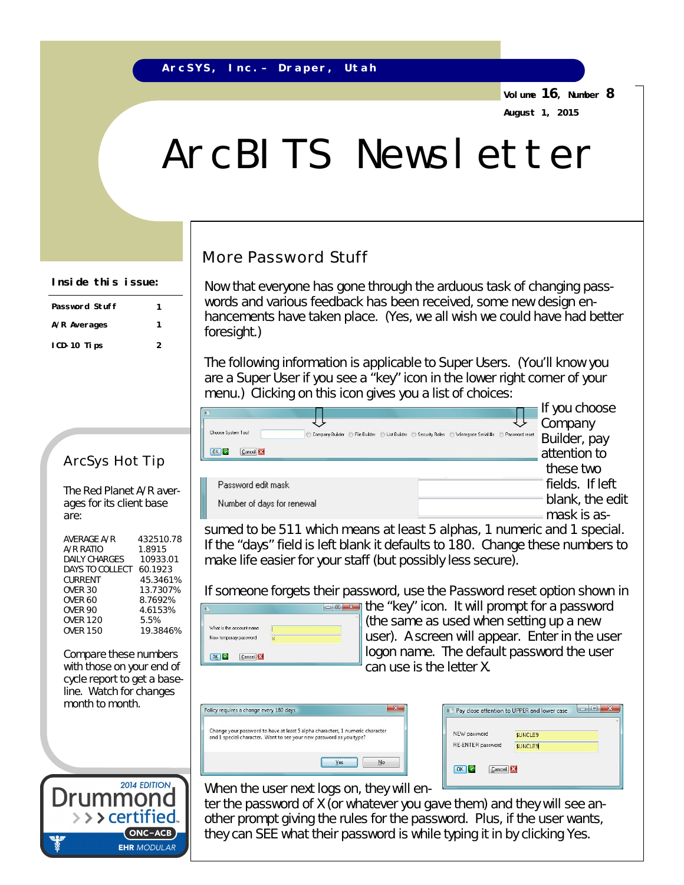ArcSYS, Inc. – Draper, Utah

Volume 16, Number 8
August 1, 2015

# ArcBITS Newsletter

**Inside this issue:**

| | |
|---|---|
| Password Stuff | 1 |
| A/R Averages | 1 |
| ICD-10 Tips | 2 |

## More Password Stuff

Now that everyone has gone through the arduous task of changing passwords and various feedback has been received, some new design enhancements have taken place. (Yes, we all wish we could have had better foresight.)

The following information is applicable to Super Users. (You'll know you are a Super User if you see a "key" icon in the lower right corner of your menu.) Clicking on this icon gives you a list of choices:

If you choose Company Builder, pay attention to these two fields. If left blank, the edit mask is assumed to be 511 which means at least 5 alphas, 1 numeric and 1 special. If the "days" field is left blank it defaults to 180. Change these numbers to make life easier for your staff (but possibly less secure).

If someone forgets their password, use the Password reset option shown in the "key" icon. It will prompt for a password (the same as used when setting up a new user). A screen will appear. Enter in the user logon name. The default password the user can use is the letter X.

When the user next logs on, they will enter the password of X (or whatever you gave them) and they will see another prompt giving the rules for the password. Plus, if the user wants, they can SEE what their password is while typing it in by clicking Yes.

## ArcSys Hot Tip

The Red Planet A/R averages for its client base are:

| | |
|---|---|
| AVERAGE A/R | 432510.78 |
| A/R RATIO | 1.8915 |
| DAILY CHARGES | 10933.01 |
| DAYS TO COLLECT | 60.1923 |
| CURRENT | 45.3461% |
| OVER 30 | 13.7307% |
| OVER 60 | 8.7692% |
| OVER 90 | 4.6153% |
| OVER 120 | 5.5% |
| OVER 150 | 19.3846% |

Compare these numbers with those on your end of cycle report to get a baseline. Watch for changes month to month.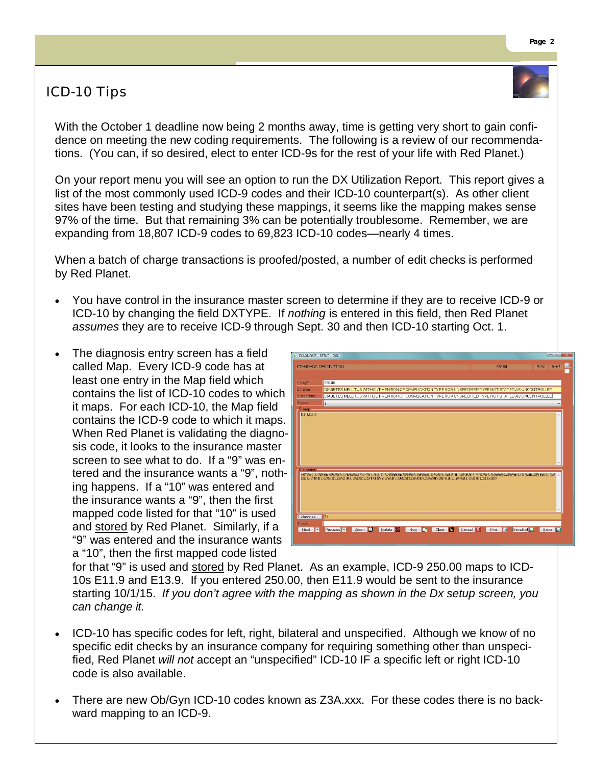## ICD-10 Tips

With the October 1 deadline now being 2 months away, time is getting very short to gain confidence on meeting the new coding requirements. The following is a review of our recommendations. (You can, if so desired, elect to enter ICD-9s for the rest of your life with Red Planet.)

On your report menu you will see an option to run the DX Utilization Report. This report gives a list of the most commonly used ICD-9 codes and their ICD-10 counterpart(s). As other client sites have been testing and studying these mappings, it seems like the mapping makes sense 97% of the time. But that remaining 3% can be potentially troublesome. Remember, we are expanding from 18,807 ICD-9 codes to 69,823 ICD-10 codes—nearly 4 times.

When a batch of charge transactions is proofed/posted, a number of edit checks is performed by Red Planet.

- You have control in the insurance master screen to determine if they are to receive ICD-9 or ICD-10 by changing the field DXTYPE. If *nothing* is entered in this field, then Red Planet *assumes* they are to receive ICD-9 through Sept. 30 and then ICD-10 starting Oct. 1.
- The diagnosis entry screen has a field called Map. Every ICD-9 code has at least one entry in the Map field which contains the list of ICD-10 codes to which it maps. For each ICD-10, the Map field contains the ICD-9 code to which it maps. When Red Planet is validating the diagnosis code, it looks to the insurance master screen to see what to do. If a "9" was entered and the insurance wants a "9", nothing happens. If a "10" was entered and the insurance wants a "9", then the first mapped code listed for that "10" is used and stored by Red Planet. Similarly, if a "9" was entered and the insurance wants a "10", then the first mapped code listed for that "9" is used and stored by Red Planet. As an example, ICD-9 250.00 maps to ICD-10s E11.9 and E13.9. If you entered 250.00, then E11.9 would be sent to the insurance starting 10/1/15. *If you don't agree with the mapping as shown in the Dx setup screen, you can change it.*
- ICD-10 has specific codes for left, right, bilateral and unspecified. Although we know of no specific edit checks by an insurance company for requiring something other than unspecified, Red Planet *will not* accept an "unspecified" ICD-10 IF a specific left or right ICD-10 code is also available.
- There are new Ob/Gyn ICD-10 codes known as Z3A.xxx. For these codes there is no backward mapping to an ICD-9.